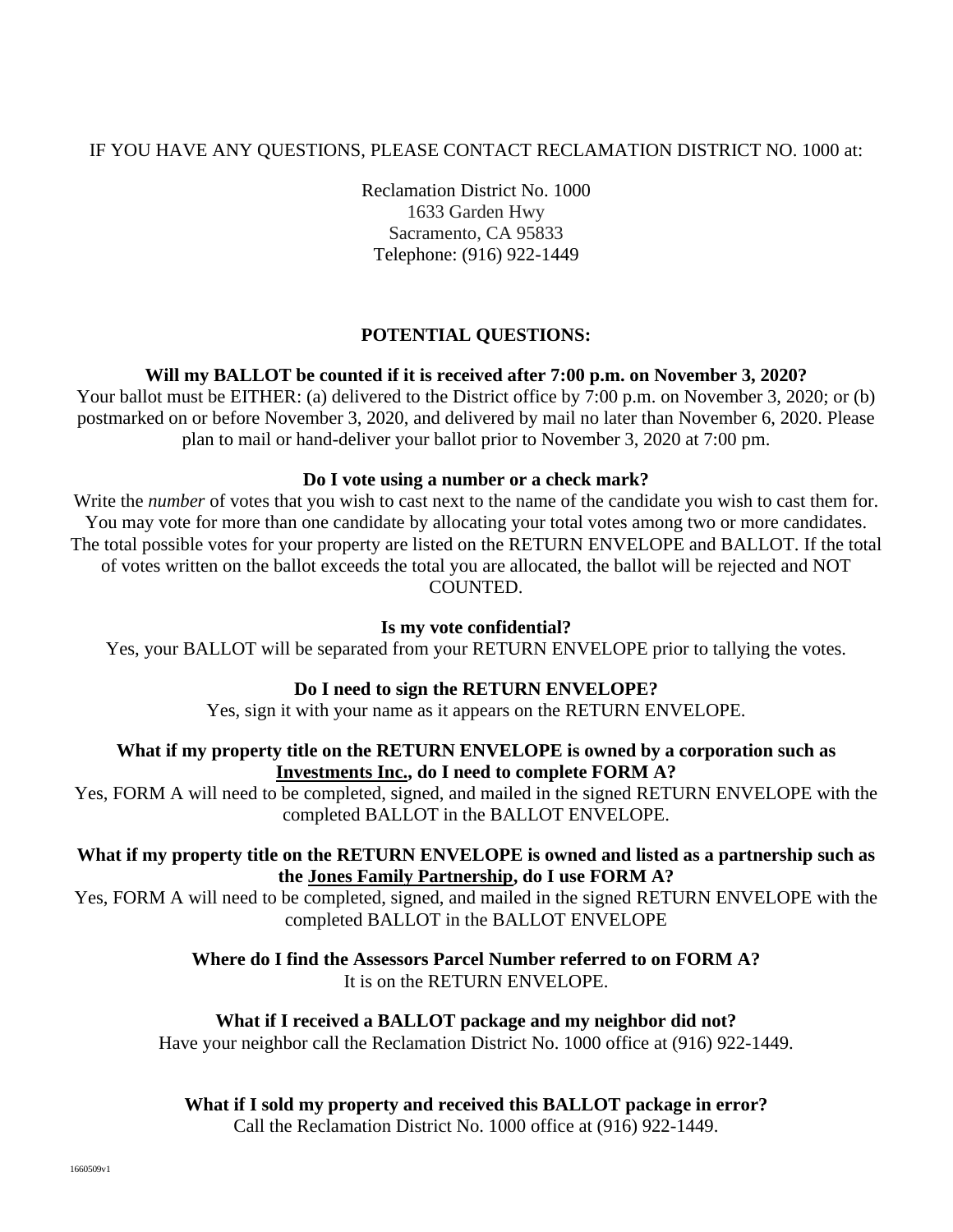IF YOU HAVE ANY QUESTIONS, PLEASE CONTACT RECLAMATION DISTRICT NO. 1000 at:

Reclamation District No. 1000
1633 Garden Hwy
Sacramento, CA 95833
Telephone: (916) 922-1449

## POTENTIAL QUESTIONS:

**Will my BALLOT be counted if it is received after 7:00 p.m. on November 3, 2020?**

Your ballot must be EITHER: (a) delivered to the District office by 7:00 p.m. on November 3, 2020; or (b) postmarked on or before November 3, 2020, and delivered by mail no later than November 6, 2020. Please plan to mail or hand-deliver your ballot prior to November 3, 2020 at 7:00 pm.

**Do I vote using a number or a check mark?**

Write the *number* of votes that you wish to cast next to the name of the candidate you wish to cast them for. You may vote for more than one candidate by allocating your total votes among two or more candidates. The total possible votes for your property are listed on the RETURN ENVELOPE and BALLOT. If the total of votes written on the ballot exceeds the total you are allocated, the ballot will be rejected and NOT COUNTED.

**Is my vote confidential?**

Yes, your BALLOT will be separated from your RETURN ENVELOPE prior to tallying the votes.

**Do I need to sign the RETURN ENVELOPE?**

Yes, sign it with your name as it appears on the RETURN ENVELOPE.

**What if my property title on the RETURN ENVELOPE is owned by a corporation such as <u>Investments Inc.</u>, do I need to complete FORM A?**

Yes, FORM A will need to be completed, signed, and mailed in the signed RETURN ENVELOPE with the completed BALLOT in the BALLOT ENVELOPE.

**What if my property title on the RETURN ENVELOPE is owned and listed as a partnership such as the <u>Jones Family Partnership</u>, do I use FORM A?**

Yes, FORM A will need to be completed, signed, and mailed in the signed RETURN ENVELOPE with the completed BALLOT in the BALLOT ENVELOPE

**Where do I find the Assessors Parcel Number referred to on FORM A?**

It is on the RETURN ENVELOPE.

**What if I received a BALLOT package and my neighbor did not?**

Have your neighbor call the Reclamation District No. 1000 office at (916) 922-1449.

**What if I sold my property and received this BALLOT package in error?**

Call the Reclamation District No. 1000 office at (916) 922-1449.

1660509v1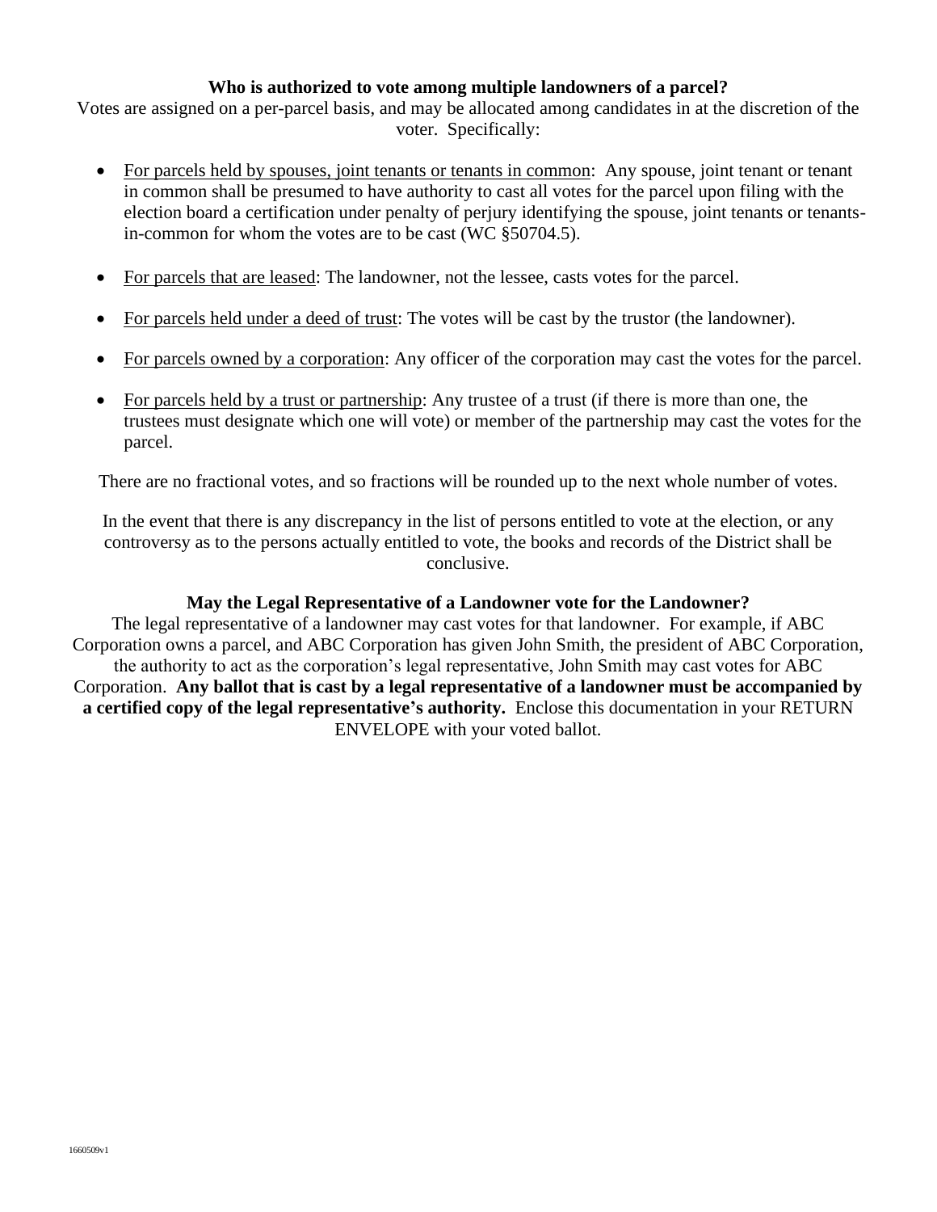### Who is authorized to vote among multiple landowners of a parcel?

Votes are assigned on a per-parcel basis, and may be allocated among candidates in at the discretion of the voter. Specifically:

- For parcels held by spouses, joint tenants or tenants in common: Any spouse, joint tenant or tenant in common shall be presumed to have authority to cast all votes for the parcel upon filing with the election board a certification under penalty of perjury identifying the spouse, joint tenants or tenants-in-common for whom the votes are to be cast (WC §50704.5).

- For parcels that are leased: The landowner, not the lessee, casts votes for the parcel.

- For parcels held under a deed of trust: The votes will be cast by the trustor (the landowner).

- For parcels owned by a corporation: Any officer of the corporation may cast the votes for the parcel.

- For parcels held by a trust or partnership: Any trustee of a trust (if there is more than one, the trustees must designate which one will vote) or member of the partnership may cast the votes for the parcel.

There are no fractional votes, and so fractions will be rounded up to the next whole number of votes.

In the event that there is any discrepancy in the list of persons entitled to vote at the election, or any controversy as to the persons actually entitled to vote, the books and records of the District shall be conclusive.

### May the Legal Representative of a Landowner vote for the Landowner?

The legal representative of a landowner may cast votes for that landowner. For example, if ABC Corporation owns a parcel, and ABC Corporation has given John Smith, the president of ABC Corporation, the authority to act as the corporation's legal representative, John Smith may cast votes for ABC Corporation. **Any ballot that is cast by a legal representative of a landowner must be accompanied by a certified copy of the legal representative's authority.** Enclose this documentation in your RETURN ENVELOPE with your voted ballot.

1660509v1